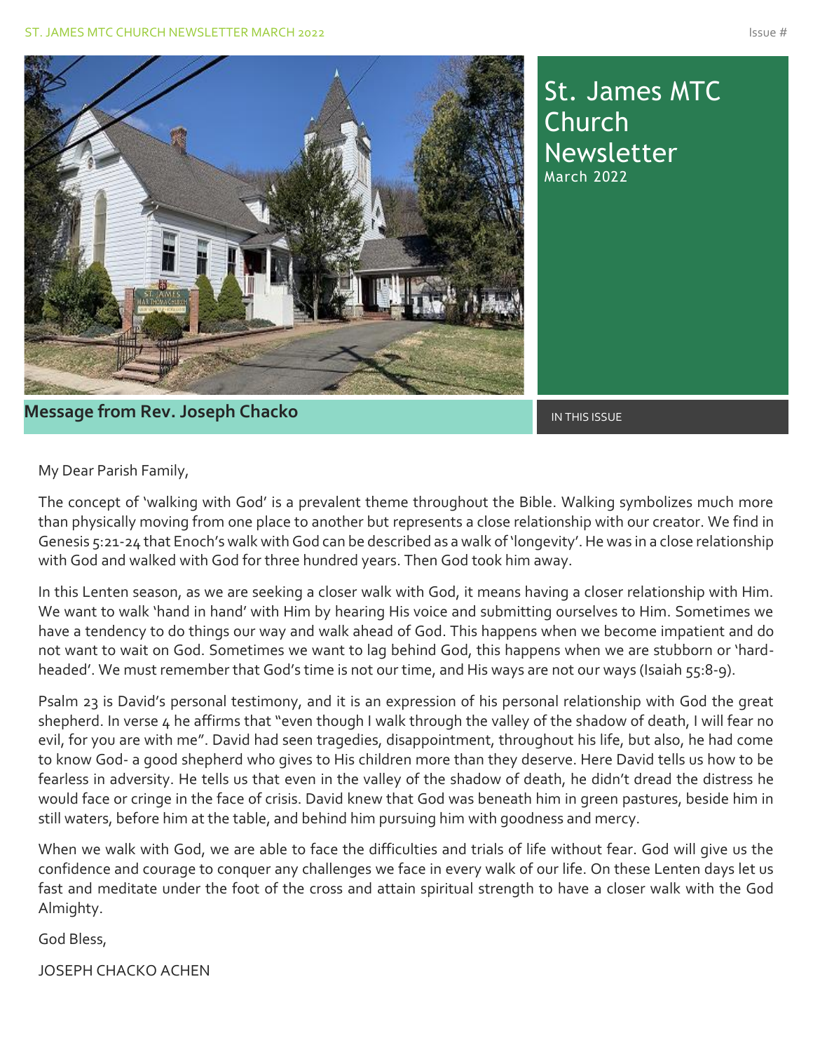# St. James MTC Church Newsletter

March 2022

IN THIS ISSUE

## Message from Rev. Joseph Chacko

My Dear Parish Family,

The concept of 'walking with God' is a prevalent theme throughout the Bible. Walking symbolizes much more than physically moving from one place to another but represents a close relationship with our creator. We find in Genesis 5:21-24 that Enoch's walk with God can be described as a walk of 'longevity'. He was in a close relationship with God and walked with God for three hundred years. Then God took him away.

In this Lenten season, as we are seeking a closer walk with God, it means having a closer relationship with Him. We want to walk 'hand in hand' with Him by hearing His voice and submitting ourselves to Him. Sometimes we have a tendency to do things our way and walk ahead of God. This happens when we become impatient and do not want to wait on God. Sometimes we want to lag behind God, this happens when we are stubborn or 'hard-headed'. We must remember that God's time is not our time, and His ways are not our ways (Isaiah 55:8-9).

Psalm 23 is David's personal testimony, and it is an expression of his personal relationship with God the great shepherd. In verse 4 he affirms that "even though I walk through the valley of the shadow of death, I will fear no evil, for you are with me". David had seen tragedies, disappointment, throughout his life, but also, he had come to know God- a good shepherd who gives to His children more than they deserve. Here David tells us how to be fearless in adversity. He tells us that even in the valley of the shadow of death, he didn't dread the distress he would face or cringe in the face of crisis. David knew that God was beneath him in green pastures, beside him in still waters, before him at the table, and behind him pursuing him with goodness and mercy.

When we walk with God, we are able to face the difficulties and trials of life without fear. God will give us the confidence and courage to conquer any challenges we face in every walk of our life. On these Lenten days let us fast and meditate under the foot of the cross and attain spiritual strength to have a closer walk with the God Almighty.

God Bless,

JOSEPH CHACKO ACHEN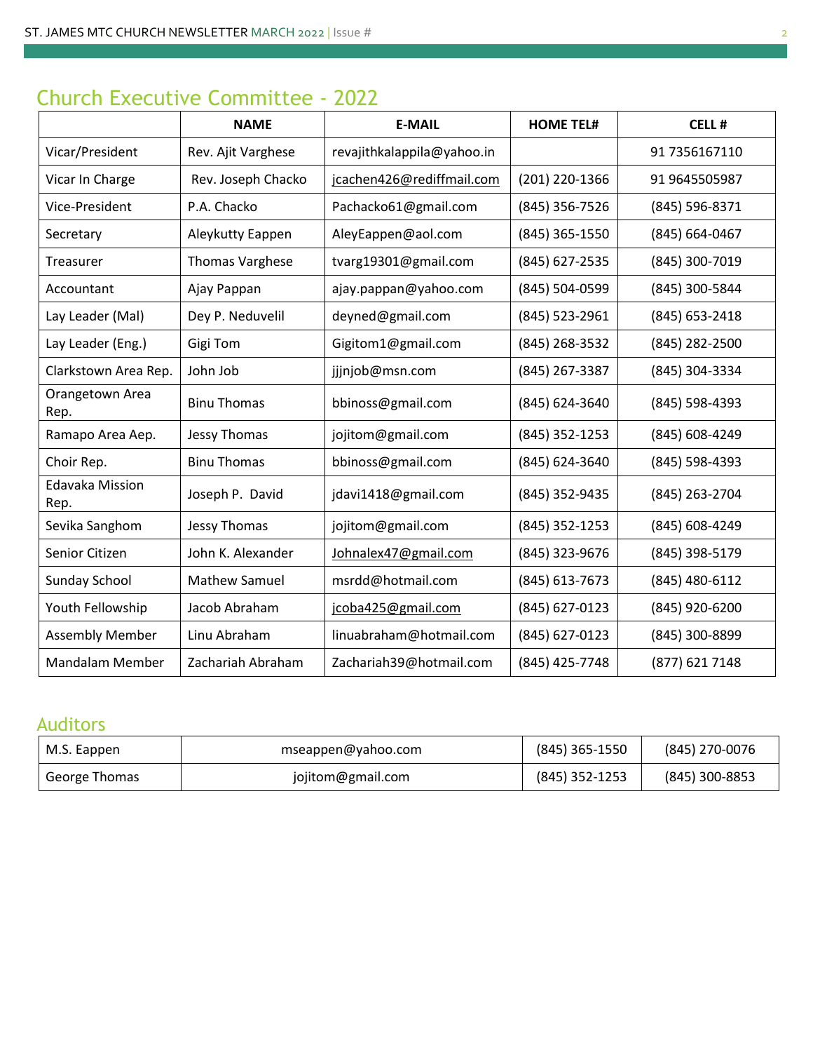## Church Executive Committee - 2022

| | NAME | E-MAIL | HOME TEL# | CELL # |
|---|---|---|---|---|
| Vicar/President | Rev. Ajit Varghese | revajithkalappila@yahoo.in | | 91 7356167110 |
| Vicar In Charge | Rev. Joseph Chacko | jcachen426@rediffmail.com | (201) 220-1366 | 91 9645505987 |
| Vice-President | P.A. Chacko | Pachacko61@gmail.com | (845) 356-7526 | (845) 596-8371 |
| Secretary | Aleykutty Eappen | AleyEappen@aol.com | (845) 365-1550 | (845) 664-0467 |
| Treasurer | Thomas Varghese | tvarg19301@gmail.com | (845) 627-2535 | (845) 300-7019 |
| Accountant | Ajay Pappan | ajay.pappan@yahoo.com | (845) 504-0599 | (845) 300-5844 |
| Lay Leader (Mal) | Dey P. Neduvelil | deyned@gmail.com | (845) 523-2961 | (845) 653-2418 |
| Lay Leader (Eng.) | Gigi Tom | Gigitom1@gmail.com | (845) 268-3532 | (845) 282-2500 |
| Clarkstown Area Rep. | John Job | jjjnjob@msn.com | (845) 267-3387 | (845) 304-3334 |
| Orangetown Area Rep. | Binu Thomas | bbinoss@gmail.com | (845) 624-3640 | (845) 598-4393 |
| Ramapo Area Aep. | Jessy Thomas | jojitom@gmail.com | (845) 352-1253 | (845) 608-4249 |
| Choir Rep. | Binu Thomas | bbinoss@gmail.com | (845) 624-3640 | (845) 598-4393 |
| Edavaka Mission Rep. | Joseph P. David | jdavi1418@gmail.com | (845) 352-9435 | (845) 263-2704 |
| Sevika Sanghom | Jessy Thomas | jojitom@gmail.com | (845) 352-1253 | (845) 608-4249 |
| Senior Citizen | John K. Alexander | Johnalex47@gmail.com | (845) 323-9676 | (845) 398-5179 |
| Sunday School | Mathew Samuel | msrdd@hotmail.com | (845) 613-7673 | (845) 480-6112 |
| Youth Fellowship | Jacob Abraham | jcoba425@gmail.com | (845) 627-0123 | (845) 920-6200 |
| Assembly Member | Linu Abraham | linuabraham@hotmail.com | (845) 627-0123 | (845) 300-8899 |
| Mandalam Member | Zachariah Abraham | Zachariah39@hotmail.com | (845) 425-7748 | (877) 621 7148 |

## Auditors

| | | | |
|---|---|---|---|
| M.S. Eappen | mseappen@yahoo.com | (845) 365-1550 | (845) 270-0076 |
| George Thomas | jojitom@gmail.com | (845) 352-1253 | (845) 300-8853 |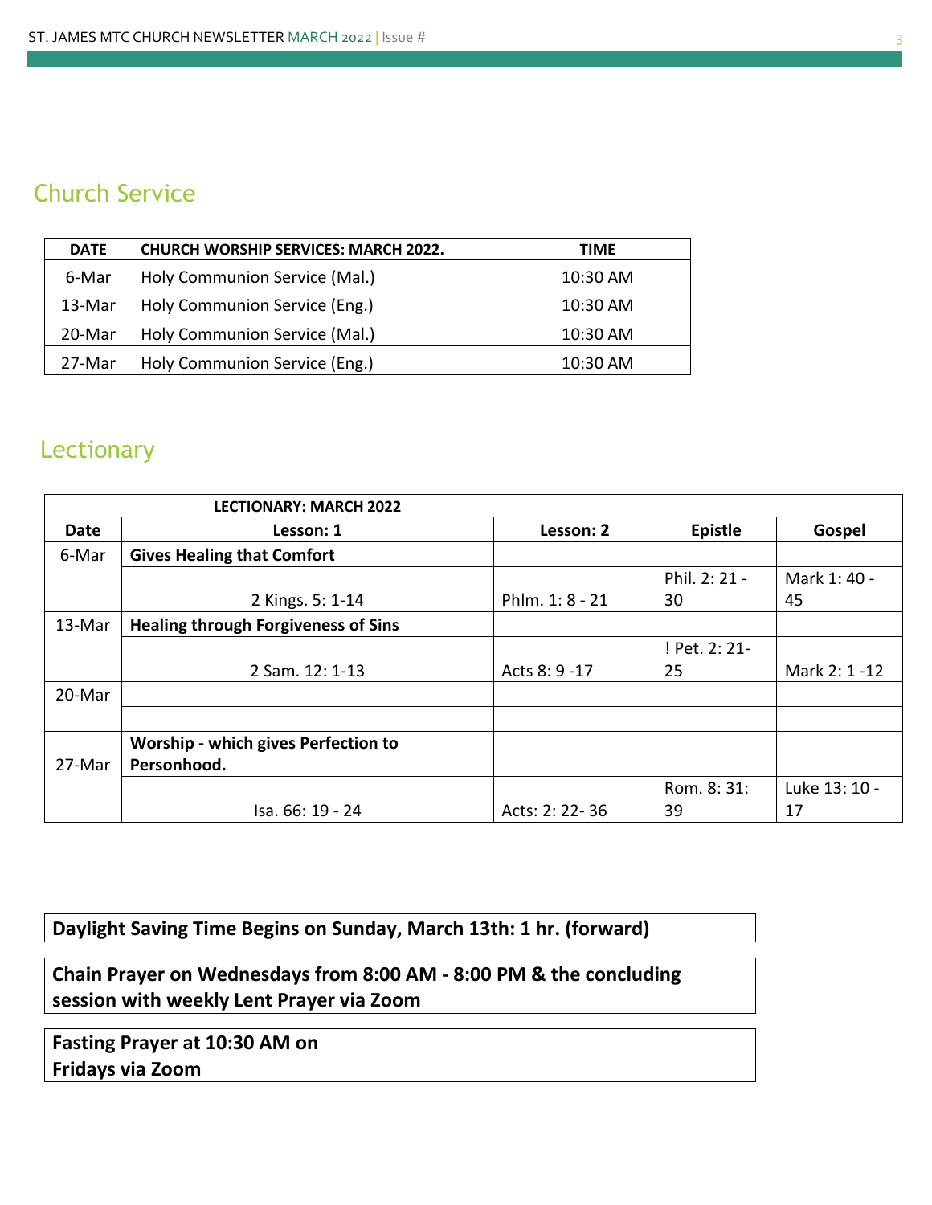## Church Service

| DATE | CHURCH WORSHIP SERVICES: MARCH 2022. | TIME |
|---|---|---|
| 6-Mar | Holy Communion Service (Mal.) | 10:30 AM |
| 13-Mar | Holy Communion Service (Eng.) | 10:30 AM |
| 20-Mar | Holy Communion Service (Mal.) | 10:30 AM |
| 27-Mar | Holy Communion Service (Eng.) | 10:30 AM |

## Lectionary

| LECTIONARY: MARCH 2022 | | | | |
|---|---|---|---|---|
| **Date** | **Lesson: 1** | **Lesson: 2** | **Epistle** | **Gospel** |
| 6-Mar | **Gives Healing that Comfort** | | | |
| | 2 Kings. 5: 1-14 | Phlm. 1: 8 - 21 | Phil. 2: 21 - 30 | Mark 1: 40 - 45 |
| 13-Mar | **Healing through Forgiveness of Sins** | | | |
| | 2 Sam. 12: 1-13 | Acts 8: 9 -17 | ! Pet. 2: 21-25 | Mark 2: 1 -12 |
| 20-Mar | | | | |
| | | | | |
| 27-Mar | **Worship - which gives Perfection to Personhood.** | | | |
| | Isa. 66: 19 - 24 | Acts: 2: 22- 36 | Rom. 8: 31: 39 | Luke 13: 10 - 17 |

**Daylight Saving Time Begins on Sunday, March 13th: 1 hr. (forward)**

**Chain Prayer on Wednesdays from 8:00 AM - 8:00 PM & the concluding session with weekly Lent Prayer via Zoom**

**Fasting Prayer at 10:30 AM on Fridays via Zoom**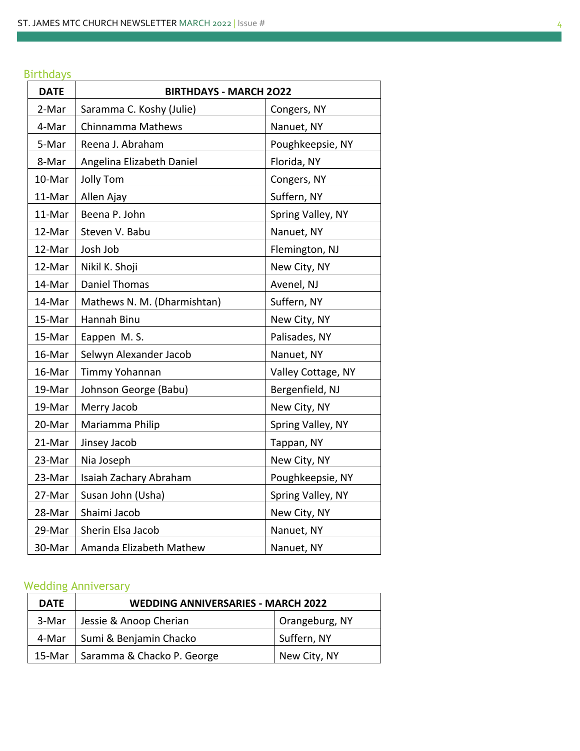## Birthdays

| DATE | BIRTHDAYS - MARCH 2022 | |
|---|---|---|
| 2-Mar | Saramma C. Koshy (Julie) | Congers, NY |
| 4-Mar | Chinnamma Mathews | Nanuet, NY |
| 5-Mar | Reena J. Abraham | Poughkeepsie, NY |
| 8-Mar | Angelina Elizabeth Daniel | Florida, NY |
| 10-Mar | Jolly Tom | Congers, NY |
| 11-Mar | Allen Ajay | Suffern, NY |
| 11-Mar | Beena P. John | Spring Valley, NY |
| 12-Mar | Steven V. Babu | Nanuet, NY |
| 12-Mar | Josh Job | Flemington, NJ |
| 12-Mar | Nikil K. Shoji | New City, NY |
| 14-Mar | Daniel Thomas | Avenel, NJ |
| 14-Mar | Mathews N. M. (Dharmishtan) | Suffern, NY |
| 15-Mar | Hannah Binu | New City, NY |
| 15-Mar | Eappen M. S. | Palisades, NY |
| 16-Mar | Selwyn Alexander Jacob | Nanuet, NY |
| 16-Mar | Timmy Yohannan | Valley Cottage, NY |
| 19-Mar | Johnson George (Babu) | Bergenfield, NJ |
| 19-Mar | Merry Jacob | New City, NY |
| 20-Mar | Mariamma Philip | Spring Valley, NY |
| 21-Mar | Jinsey Jacob | Tappan, NY |
| 23-Mar | Nia Joseph | New City, NY |
| 23-Mar | Isaiah Zachary Abraham | Poughkeepsie, NY |
| 27-Mar | Susan John (Usha) | Spring Valley, NY |
| 28-Mar | Shaimi Jacob | New City, NY |
| 29-Mar | Sherin Elsa Jacob | Nanuet, NY |
| 30-Mar | Amanda Elizabeth Mathew | Nanuet, NY |

## Wedding Anniversary

| DATE | WEDDING ANNIVERSARIES - MARCH 2022 | |
|---|---|---|
| 3-Mar | Jessie & Anoop Cherian | Orangeburg, NY |
| 4-Mar | Sumi & Benjamin Chacko | Suffern, NY |
| 15-Mar | Saramma & Chacko P. George | New City, NY |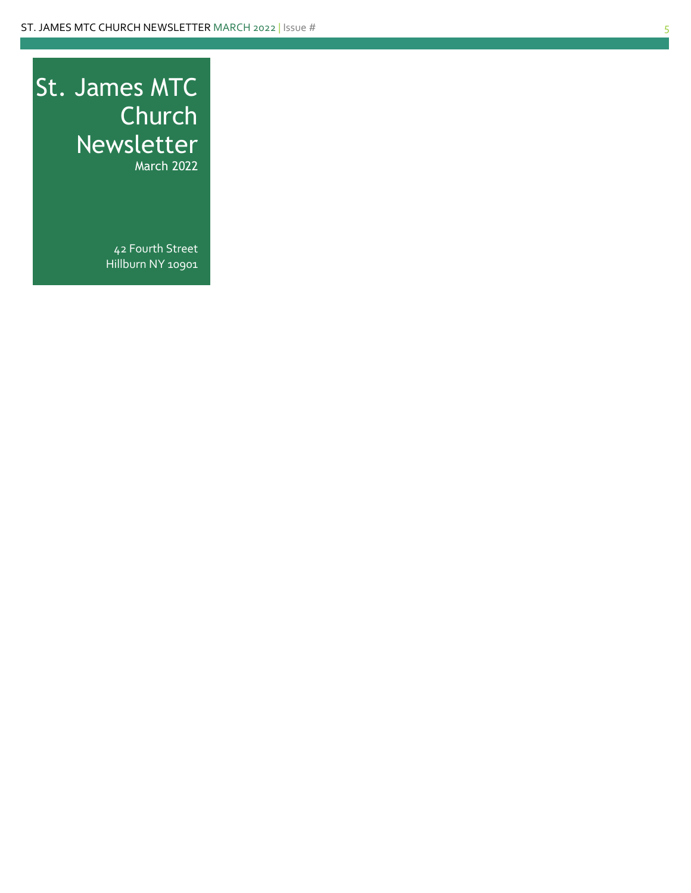# St. James MTC Church Newsletter

March 2022

42 Fourth Street
Hillburn NY 10901